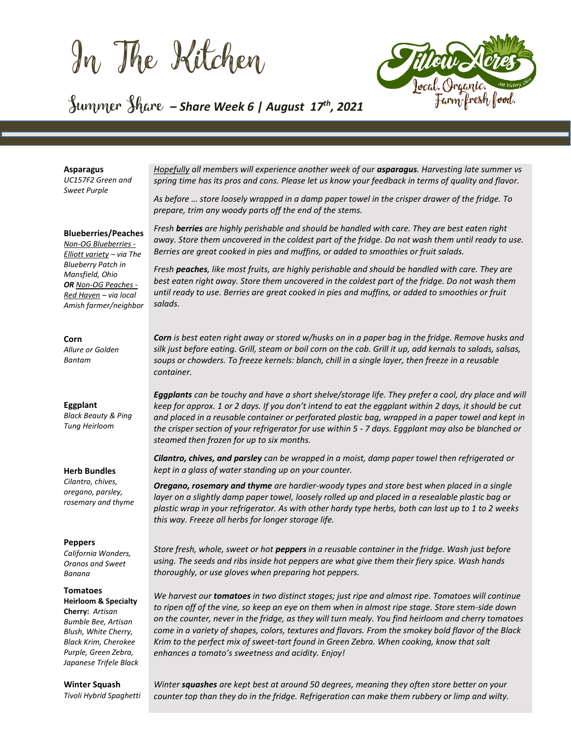# In The Kitchen

## Summer Share – Share Week 6 | August 17th, 2021

Tillow Acres
Local. Organic. Farm-fresh food.
Mt. Victory, Ohio

**Asparagus**
*UC157F2 Green and Sweet Purple*

*Hopefully all members will experience another week of our **asparagus**. Harvesting late summer vs spring time has its pros and cons. Please let us know your feedback in terms of quality and flavor.*

*As before … store loosely wrapped in a damp paper towel in the crisper drawer of the fridge. To prepare, trim any woody parts off the end of the stems.*

**Blueberries/Peaches**
*Non-OG Blueberries - Elliott variety – via The Blueberry Patch in Mansfield, Ohio* ***OR*** *Non-OG Peaches - Red Haven – via local Amish farmer/neighbor*

*Fresh **berries** are highly perishable and should be handled with care. They are best eaten right away. Store them uncovered in the coldest part of the fridge. Do not wash them until ready to use. Berries are great cooked in pies and muffins, or added to smoothies or fruit salads.*

*Fresh **peaches**, like most fruits, are highly perishable and should be handled with care. They are best eaten right away. Store them uncovered in the coldest part of the fridge. Do not wash them until ready to use. Berries are great cooked in pies and muffins, or added to smoothies or fruit salads.*

**Corn**
*Allure or Golden Bantam*

***Corn** is best eaten right away or stored w/husks on in a paper bag in the fridge. Remove husks and silk just before eating. Grill, steam or boil corn on the cob. Grill it up, add kernals to salads, salsas, soups or chowders. To freeze kernels: blanch, chill in a single layer, then freeze in a reusable container.*

**Eggplant**
*Black Beauty & Ping Tung Heirloom*

***Eggplants** can be touchy and have a short shelve/storage life. They prefer a cool, dry place and will keep for approx. 1 or 2 days. If you don't intend to eat the eggplant within 2 days, it should be cut and placed in a reusable container or perforated plastic bag, wrapped in a paper towel and kept in the crisper section of your refrigerator for use within 5 - 7 days. Eggplant may also be blanched or steamed then frozen for up to six months.*

**Herb Bundles**
*Cilantro, chives, oregano, parsley, rosemary and thyme*

***Cilantro, chives, and parsley** can be wrapped in a moist, damp paper towel then refrigerated or kept in a glass of water standing up on your counter.*

***Oregano, rosemary and thyme** are hardier-woody types and store best when placed in a single layer on a slightly damp paper towel, loosely rolled up and placed in a resealable plastic bag or plastic wrap in your refrigerator. As with other hardy type herbs, both can last up to 1 to 2 weeks this way. Freeze all herbs for longer storage life.*

**Peppers**
*California Wonders, Oranos and Sweet Banana*

*Store fresh, whole, sweet or hot **peppers** in a reusable container in the fridge. Wash just before using. The seeds and ribs inside hot peppers are what give them their fiery spice. Wash hands thoroughly, or use gloves when preparing hot peppers.*

**Tomatoes**
**Heirloom & Specialty Cherry:** *Artisan Bumble Bee, Artisan Blush, White Cherry, Black Krim, Cherokee Purple, Green Zebra, Japanese Trifele Black*

*We harvest our **tomatoes** in two distinct stages; just ripe and almost ripe. Tomatoes will continue to ripen off of the vine, so keep an eye on them when in almost ripe stage. Store stem-side down on the counter, never in the fridge, as they will turn mealy. You find heirloom and cherry tomatoes come in a variety of shapes, colors, textures and flavors. From the smokey bold flavor of the Black Krim to the perfect mix of sweet-tart found in Green Zebra. When cooking, know that salt enhances a tomato's sweetness and acidity. Enjoy!*

**Winter Squash**
*Tivoli Hybrid Spaghetti*

*Winter **squashes** are kept best at around 50 degrees, meaning they often store better on your counter top than they do in the fridge. Refrigeration can make them rubbery or limp and wilty.*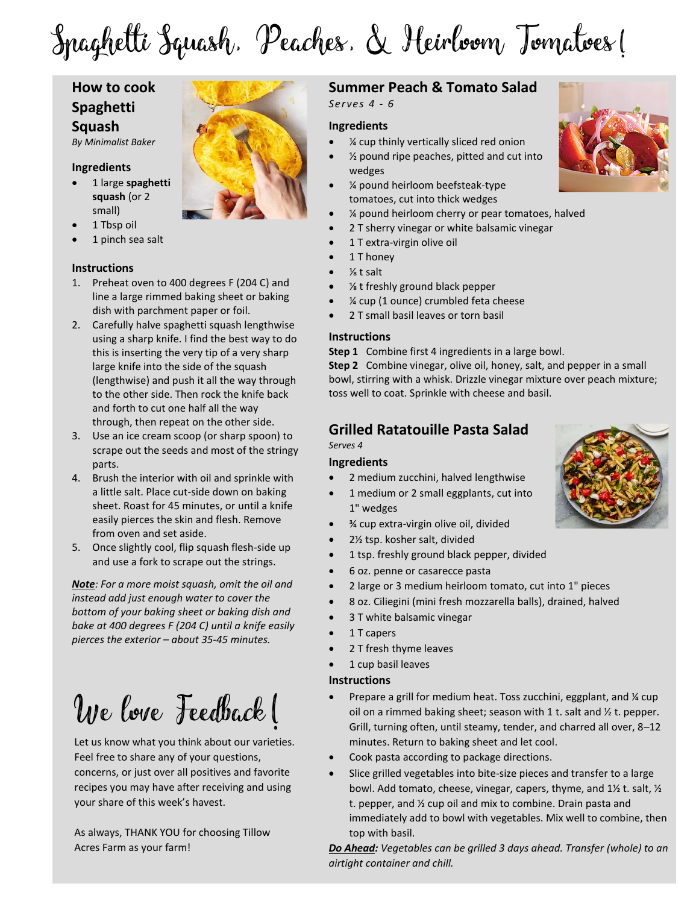# Spaghetti Squash, Peaches, & Heirloom Tomatoes!

## How to cook Spaghetti Squash

*By Minimalist Baker*

### Ingredients

- 1 large **spaghetti squash** (or 2 small)
- 1 Tbsp oil
- 1 pinch sea salt

### Instructions

1. Preheat oven to 400 degrees F (204 C) and line a large rimmed baking sheet or baking dish with parchment paper or foil.
2. Carefully halve spaghetti squash lengthwise using a sharp knife. I find the best way to do this is inserting the very tip of a very sharp large knife into the side of the squash (lengthwise) and push it all the way through to the other side. Then rock the knife back and forth to cut one half all the way through, then repeat on the other side.
3. Use an ice cream scoop (or sharp spoon) to scrape out the seeds and most of the stringy parts.
4. Brush the interior with oil and sprinkle with a little salt. Place cut-side down on baking sheet. Roast for 45 minutes, or until a knife easily pierces the skin and flesh. Remove from oven and set aside.
5. Once slightly cool, flip squash flesh-side up and use a fork to scrape out the strings.

***Note****: For a more moist squash, omit the oil and instead add just enough water to cover the bottom of your baking sheet or baking dish and bake at 400 degrees F (204 C) until a knife easily pierces the exterior – about 35-45 minutes.*

## We love Feedback!

Let us know what you think about our varieties. Feel free to share any of your questions, concerns, or just over all positives and favorite recipes you may have after receiving and using your share of this week's havest.

As always, THANK YOU for choosing Tillow Acres Farm as your farm!

## Summer Peach & Tomato Salad

*Serves 4 - 6*

### Ingredients

- ¼ cup thinly vertically sliced red onion
- ½ pound ripe peaches, pitted and cut into wedges
- ¼ pound heirloom beefsteak-type tomatoes, cut into thick wedges
- ¼ pound heirloom cherry or pear tomatoes, halved
- 2 T sherry vinegar or white balsamic vinegar
- 1 T extra-virgin olive oil
- 1 T honey
- ⅛ t salt
- ⅛ t freshly ground black pepper
- ¼ cup (1 ounce) crumbled feta cheese
- 2 T small basil leaves or torn basil

### Instructions

**Step 1** Combine first 4 ingredients in a large bowl.

**Step 2** Combine vinegar, olive oil, honey, salt, and pepper in a small bowl, stirring with a whisk. Drizzle vinegar mixture over peach mixture; toss well to coat. Sprinkle with cheese and basil.

## Grilled Ratatouille Pasta Salad

*Serves 4*

### Ingredients

- 2 medium zucchini, halved lengthwise
- 1 medium or 2 small eggplants, cut into 1" wedges
- ¾ cup extra-virgin olive oil, divided
- 2½ tsp. kosher salt, divided
- 1 tsp. freshly ground black pepper, divided
- 6 oz. penne or casarecce pasta
- 2 large or 3 medium heirloom tomato, cut into 1" pieces
- 8 oz. Ciliegini (mini fresh mozzarella balls), drained, halved
- 3 T white balsamic vinegar
- 1 T capers
- 2 T fresh thyme leaves
- 1 cup basil leaves

### Instructions

- Prepare a grill for medium heat. Toss zucchini, eggplant, and ¼ cup oil on a rimmed baking sheet; season with 1 t. salt and ½ t. pepper. Grill, turning often, until steamy, tender, and charred all over, 8–12 minutes. Return to baking sheet and let cool.
- Cook pasta according to package directions.
- Slice grilled vegetables into bite-size pieces and transfer to a large bowl. Add tomato, cheese, vinegar, capers, thyme, and 1½ t. salt, ½ t. pepper, and ½ cup oil and mix to combine. Drain pasta and immediately add to bowl with vegetables. Mix well to combine, then top with basil.

***Do Ahead:*** *Vegetables can be grilled 3 days ahead. Transfer (whole) to an airtight container and chill.*